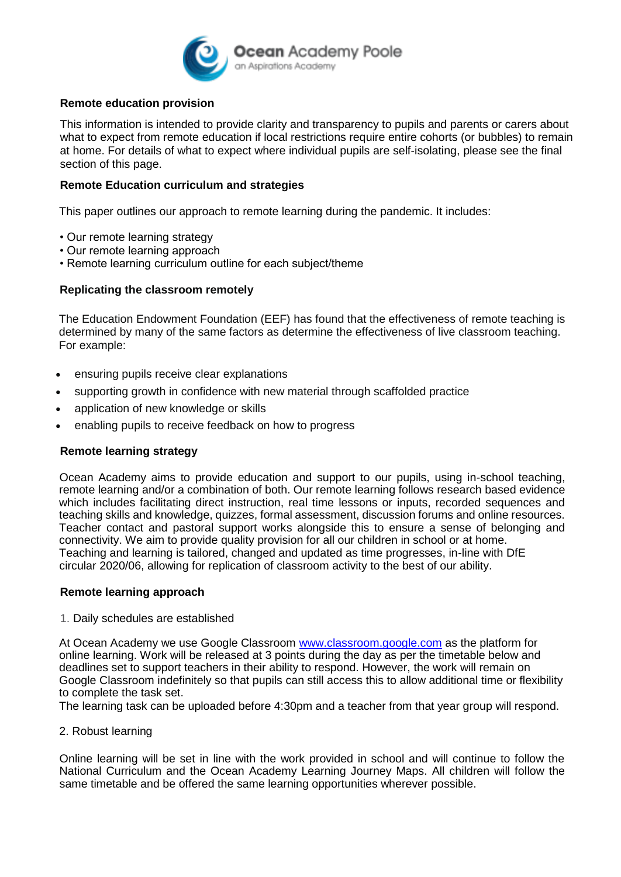Ocean Academy Poole
an Aspirations Academy

## Remote education provision

This information is intended to provide clarity and transparency to pupils and parents or carers about what to expect from remote education if local restrictions require entire cohorts (or bubbles) to remain at home. For details of what to expect where individual pupils are self-isolating, please see the final section of this page.

## Remote Education curriculum and strategies

This paper outlines our approach to remote learning during the pandemic. It includes:

- Our remote learning strategy
- Our remote learning approach
- Remote learning curriculum outline for each subject/theme

## Replicating the classroom remotely

The Education Endowment Foundation (EEF) has found that the effectiveness of remote teaching is determined by many of the same factors as determine the effectiveness of live classroom teaching. For example:

- ensuring pupils receive clear explanations
- supporting growth in confidence with new material through scaffolded practice
- application of new knowledge or skills
- enabling pupils to receive feedback on how to progress

## Remote learning strategy

Ocean Academy aims to provide education and support to our pupils, using in-school teaching, remote learning and/or a combination of both. Our remote learning follows research based evidence which includes facilitating direct instruction, real time lessons or inputs, recorded sequences and teaching skills and knowledge, quizzes, formal assessment, discussion forums and online resources. Teacher contact and pastoral support works alongside this to ensure a sense of belonging and connectivity. We aim to provide quality provision for all our children in school or at home. Teaching and learning is tailored, changed and updated as time progresses, in-line with DfE circular 2020/06, allowing for replication of classroom activity to the best of our ability.

## Remote learning approach

1. Daily schedules are established

At Ocean Academy we use Google Classroom [www.classroom.google.com](http://www.classroom.google.com) as the platform for online learning. Work will be released at 3 points during the day as per the timetable below and deadlines set to support teachers in their ability to respond. However, the work will remain on Google Classroom indefinitely so that pupils can still access this to allow additional time or flexibility to complete the task set.
The learning task can be uploaded before 4:30pm and a teacher from that year group will respond.

2. Robust learning

Online learning will be set in line with the work provided in school and will continue to follow the National Curriculum and the Ocean Academy Learning Journey Maps. All children will follow the same timetable and be offered the same learning opportunities wherever possible.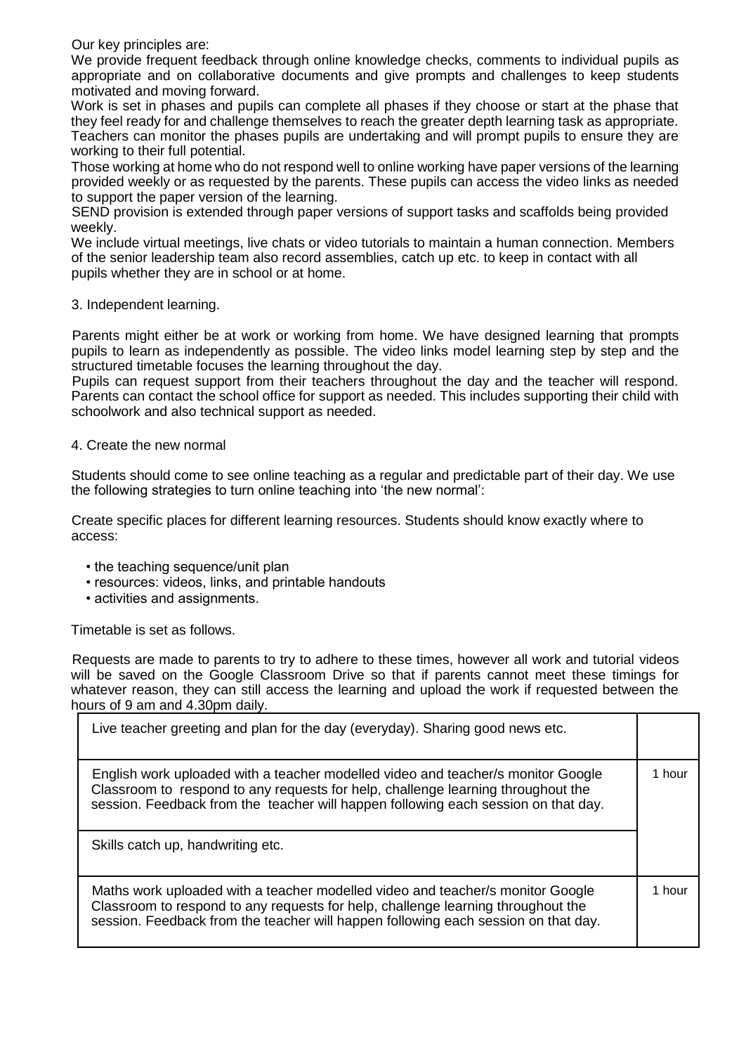Our key principles are:

We provide frequent feedback through online knowledge checks, comments to individual pupils as appropriate and on collaborative documents and give prompts and challenges to keep students motivated and moving forward.

Work is set in phases and pupils can complete all phases if they choose or start at the phase that they feel ready for and challenge themselves to reach the greater depth learning task as appropriate. Teachers can monitor the phases pupils are undertaking and will prompt pupils to ensure they are working to their full potential.

Those working at home who do not respond well to online working have paper versions of the learning provided weekly or as requested by the parents. These pupils can access the video links as needed to support the paper version of the learning.

SEND provision is extended through paper versions of support tasks and scaffolds being provided weekly.

We include virtual meetings, live chats or video tutorials to maintain a human connection. Members of the senior leadership team also record assemblies, catch up etc. to keep in contact with all pupils whether they are in school or at home.

3. Independent learning.

Parents might either be at work or working from home. We have designed learning that prompts pupils to learn as independently as possible. The video links model learning step by step and the structured timetable focuses the learning throughout the day.

Pupils can request support from their teachers throughout the day and the teacher will respond. Parents can contact the school office for support as needed. This includes supporting their child with schoolwork and also technical support as needed.

4. Create the new normal

Students should come to see online teaching as a regular and predictable part of their day. We use the following strategies to turn online teaching into 'the new normal':

Create specific places for different learning resources. Students should know exactly where to access:

- the teaching sequence/unit plan
- resources: videos, links, and printable handouts
- activities and assignments.

Timetable is set as follows.

Requests are made to parents to try to adhere to these times, however all work and tutorial videos will be saved on the Google Classroom Drive so that if parents cannot meet these timings for whatever reason, they can still access the learning and upload the work if requested between the hours of 9 am and 4.30pm daily.

| | |
|---|---|
| Live teacher greeting and plan for the day (everyday). Sharing good news etc. | |
| English work uploaded with a teacher modelled video and teacher/s monitor Google Classroom to respond to any requests for help, challenge learning throughout the session. Feedback from the teacher will happen following each session on that day. | 1 hour |
| Skills catch up, handwriting etc. | |
| Maths work uploaded with a teacher modelled video and teacher/s monitor Google Classroom to respond to any requests for help, challenge learning throughout the session. Feedback from the teacher will happen following each session on that day. | 1 hour |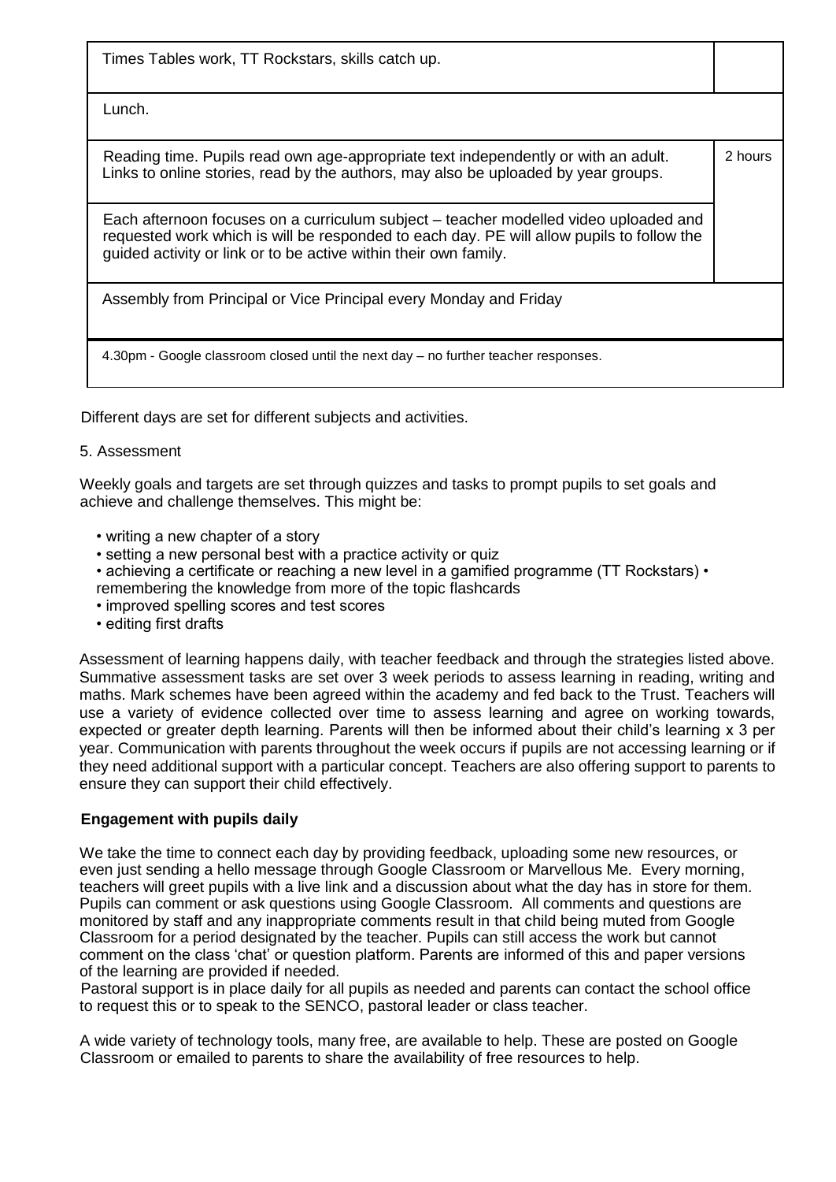| | |
|---|---|
| Times Tables work, TT Rockstars, skills catch up. | |
| Lunch. | |
| Reading time. Pupils read own age-appropriate text independently or with an adult. Links to online stories, read by the authors, may also be uploaded by year groups. | 2 hours |
| Each afternoon focuses on a curriculum subject – teacher modelled video uploaded and requested work which is will be responded to each day. PE will allow pupils to follow the guided activity or link or to be active within their own family. | |
| Assembly from Principal or Vice Principal every Monday and Friday | |
| 4.30pm - Google classroom closed until the next day – no further teacher responses. | |

Different days are set for different subjects and activities.

5. Assessment

Weekly goals and targets are set through quizzes and tasks to prompt pupils to set goals and achieve and challenge themselves. This might be:

- writing a new chapter of a story
- setting a new personal best with a practice activity or quiz
- achieving a certificate or reaching a new level in a gamified programme (TT Rockstars)
- remembering the knowledge from more of the topic flashcards
- improved spelling scores and test scores
- editing first drafts

Assessment of learning happens daily, with teacher feedback and through the strategies listed above. Summative assessment tasks are set over 3 week periods to assess learning in reading, writing and maths. Mark schemes have been agreed within the academy and fed back to the Trust. Teachers will use a variety of evidence collected over time to assess learning and agree on working towards, expected or greater depth learning. Parents will then be informed about their child's learning x 3 per year. Communication with parents throughout the week occurs if pupils are not accessing learning or if they need additional support with a particular concept. Teachers are also offering support to parents to ensure they can support their child effectively.

**Engagement with pupils daily**

We take the time to connect each day by providing feedback, uploading some new resources, or even just sending a hello message through Google Classroom or Marvellous Me. Every morning, teachers will greet pupils with a live link and a discussion about what the day has in store for them. Pupils can comment or ask questions using Google Classroom. All comments and questions are monitored by staff and any inappropriate comments result in that child being muted from Google Classroom for a period designated by the teacher. Pupils can still access the work but cannot comment on the class 'chat' or question platform. Parents are informed of this and paper versions of the learning are provided if needed.

Pastoral support is in place daily for all pupils as needed and parents can contact the school office to request this or to speak to the SENCO, pastoral leader or class teacher.

A wide variety of technology tools, many free, are available to help. These are posted on Google Classroom or emailed to parents to share the availability of free resources to help.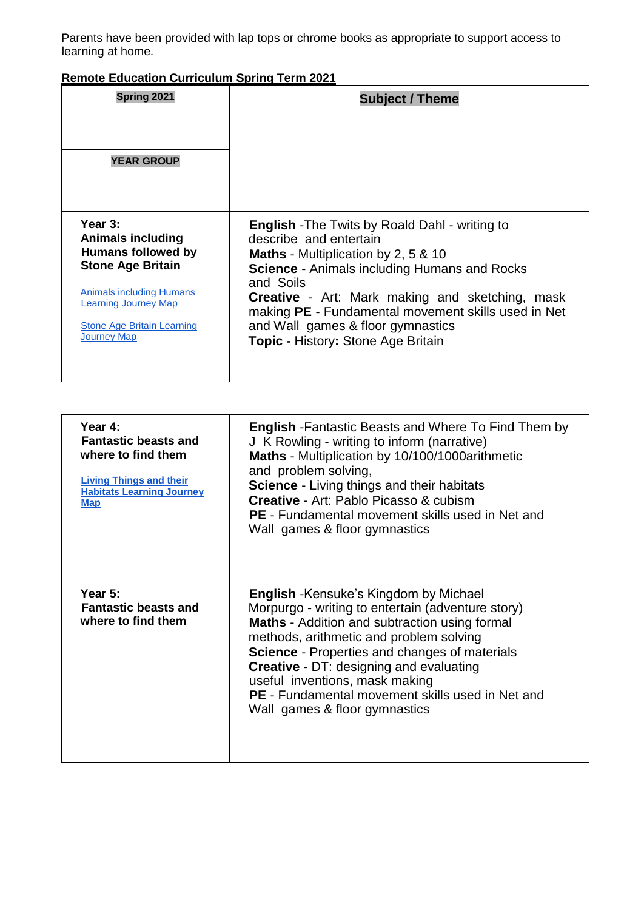Parents have been provided with lap tops or chrome books as appropriate to support access to learning at home.

**Remote Education Curriculum Spring Term 2021**

| **Spring 2021**<br><br>**YEAR GROUP** | **Subject / Theme** |
|---|---|
| **Year 3:**<br>**Animals including Humans followed by Stone Age Britain**<br><br>Animals including Humans Learning Journey Map<br><br>Stone Age Britain Learning Journey Map | **English** -The Twits by Roald Dahl - writing to describe and entertain<br>**Maths** - Multiplication by 2, 5 & 10<br>**Science** - Animals including Humans and Rocks and Soils<br>**Creative** - Art: Mark making and sketching, mask making **PE** - Fundamental movement skills used in Net and Wall games & floor gymnastics<br>**Topic -** History**:** Stone Age Britain |
| **Year 4:**<br>**Fantastic beasts and where to find them**<br><br>**Living Things and their Habitats Learning Journey Map** | **English** -Fantastic Beasts and Where To Find Them by J K Rowling - writing to inform (narrative)<br>**Maths** - Multiplication by 10/100/1000arithmetic and problem solving,<br>**Science** - Living things and their habitats<br>**Creative** - Art: Pablo Picasso & cubism<br>**PE** - Fundamental movement skills used in Net and Wall games & floor gymnastics |
| **Year 5:**<br>**Fantastic beasts and where to find them** | **English** -Kensuke's Kingdom by Michael Morpurgo - writing to entertain (adventure story)<br>**Maths** - Addition and subtraction using formal methods, arithmetic and problem solving<br>**Science** - Properties and changes of materials<br>**Creative** - DT: designing and evaluating useful inventions, mask making<br>**PE** - Fundamental movement skills used in Net and Wall games & floor gymnastics |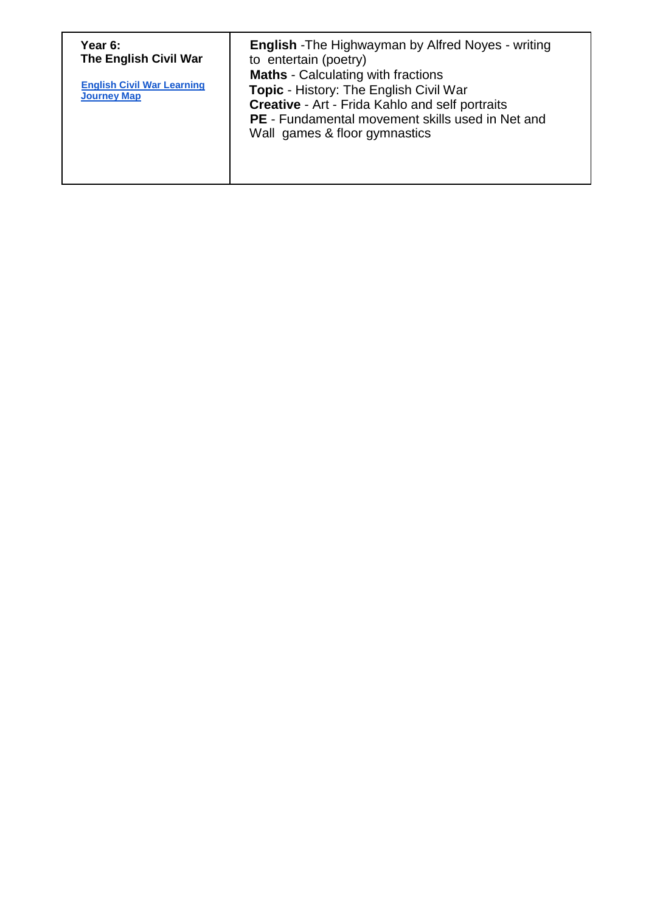| | |
|---|---|
| **Year 6:**<br>**The English Civil War**<br><br>**English Civil War Learning Journey Map** | **English** -The Highwayman by Alfred Noyes - writing to entertain (poetry)<br>**Maths** - Calculating with fractions<br>**Topic** - History: The English Civil War<br>**Creative** - Art - Frida Kahlo and self portraits<br>**PE** - Fundamental movement skills used in Net and Wall games & floor gymnastics |